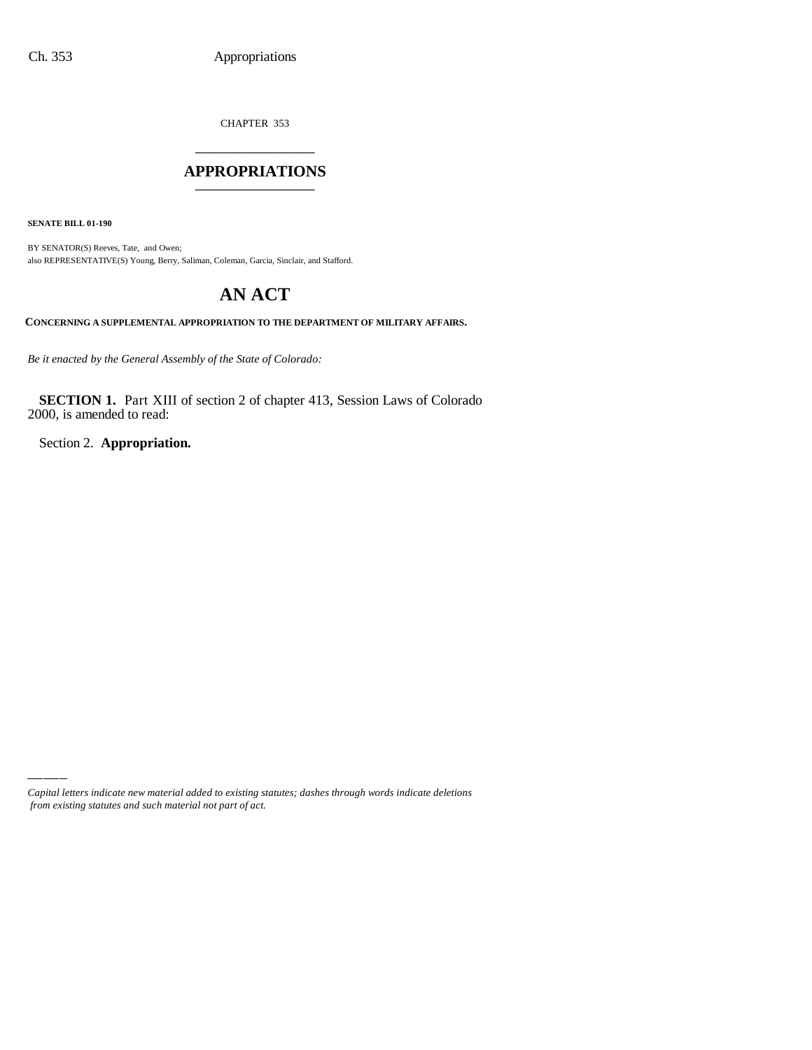CHAPTER 353

# APPROPRIATIONS

**SENATE BILL 01-190**

BY SENATOR(S) Reeves, Tate, and Owen;
also REPRESENTATIVE(S) Young, Berry, Saliman, Coleman, Garcia, Sinclair, and Stafford.

# AN ACT

**CONCERNING A SUPPLEMENTAL APPROPRIATION TO THE DEPARTMENT OF MILITARY AFFAIRS.**

*Be it enacted by the General Assembly of the State of Colorado:*

**SECTION 1.** Part XIII of section 2 of chapter 413, Session Laws of Colorado 2000, is amended to read:

Section 2. **Appropriation.**

*Capital letters indicate new material added to existing statutes; dashes through words indicate deletions from existing statutes and such material not part of act.*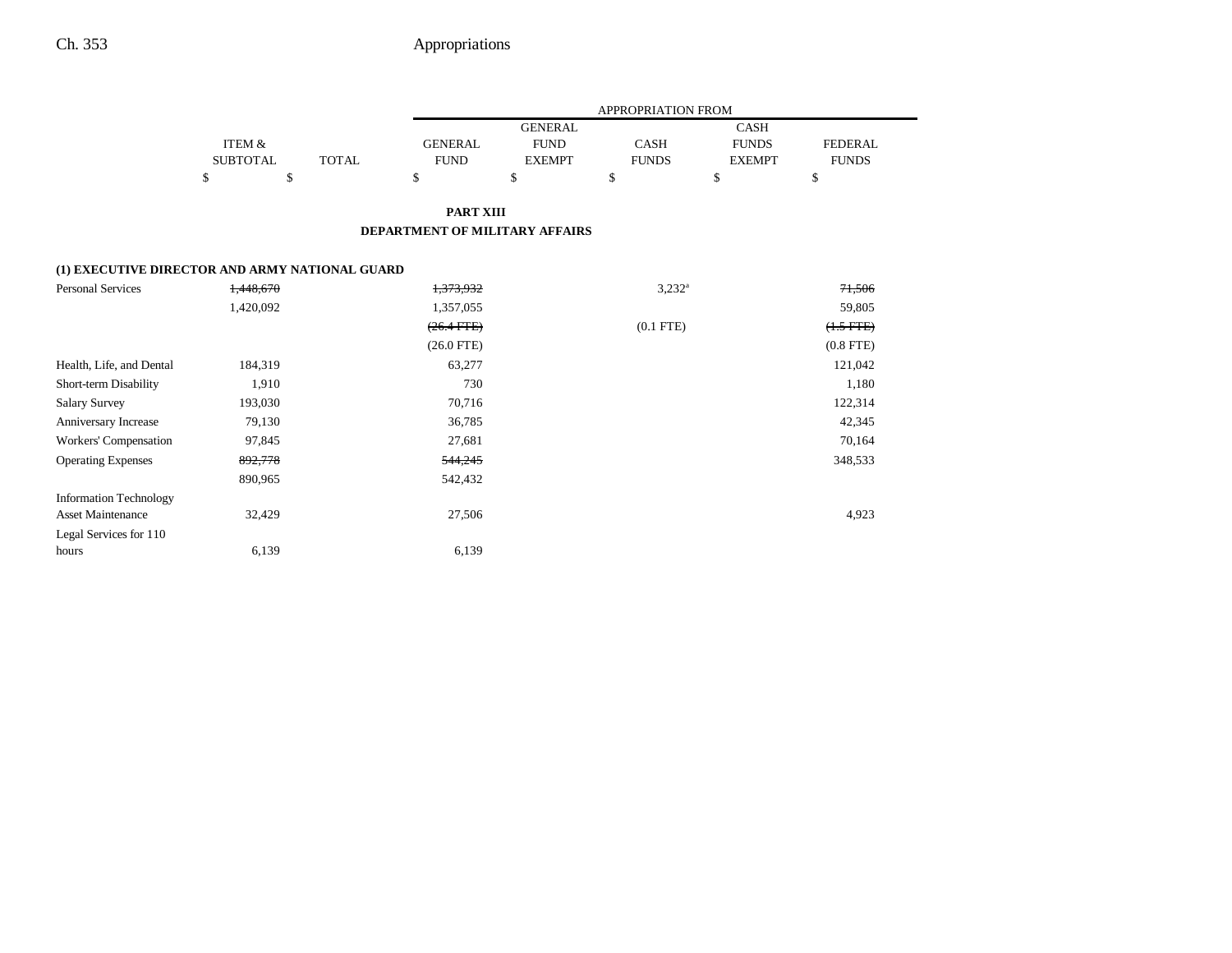| | ITEM & SUBTOTAL | TOTAL | APPROPRIATION FROM GENERAL FUND | GENERAL FUND EXEMPT | CASH FUNDS | CASH FUNDS EXEMPT | FEDERAL FUNDS |
|---|---|---|---|---|---|---|---|
| | $ | $ | $ | $ | $ | $ | $ |

**PART XIII**

**DEPARTMENT OF MILITARY AFFAIRS**

**(1) EXECUTIVE DIRECTOR AND ARMY NATIONAL GUARD**

| | ITEM & SUBTOTAL | TOTAL | GENERAL FUND | GENERAL FUND EXEMPT | CASH FUNDS | CASH FUNDS EXEMPT | FEDERAL FUNDS |
|---|---|---|---|---|---|---|---|
| Personal Services | ~~1,448,670~~ | | ~~1,373,932~~ | | 3,232[a] | | ~~71,506~~ |
| | 1,420,092 | | 1,357,055 | | | | 59,805 |
| | | | ~~(26.4 FTE)~~ | | (0.1 FTE) | | ~~(1.5 FTE)~~ |
| | | | (26.0 FTE) | | | | (0.8 FTE) |
| Health, Life, and Dental | 184,319 | | 63,277 | | | | 121,042 |
| Short-term Disability | 1,910 | | 730 | | | | 1,180 |
| Salary Survey | 193,030 | | 70,716 | | | | 122,314 |
| Anniversary Increase | 79,130 | | 36,785 | | | | 42,345 |
| Workers' Compensation | 97,845 | | 27,681 | | | | 70,164 |
| Operating Expenses | ~~892,778~~ | | ~~544,245~~ | | | | 348,533 |
| | 890,965 | | 542,432 | | | | |
| Information Technology Asset Maintenance | 32,429 | | 27,506 | | | | 4,923 |
| Legal Services for 110 hours | 6,139 | | 6,139 | | | | |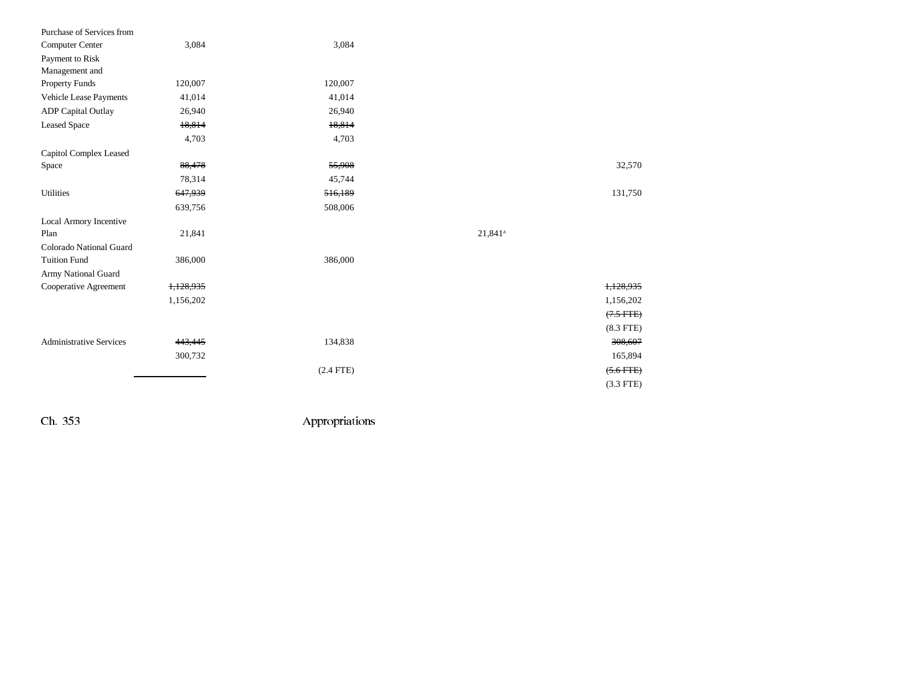| | | | | |
|---|---|---|---|---|
| Purchase of Services from Computer Center | 3,084 | 3,084 | | |
| Payment to Risk Management and Property Funds | 120,007 | 120,007 | | |
| Vehicle Lease Payments | 41,014 | 41,014 | | |
| ADP Capital Outlay | 26,940 | 26,940 | | |
| Leased Space | ~~18,814~~ | ~~18,814~~ | | |
| | 4,703 | 4,703 | | |
| Capitol Complex Leased Space | ~~88,478~~ | ~~55,908~~ | | 32,570 |
| | 78,314 | 45,744 | | |
| Utilities | ~~647,939~~ | ~~516,189~~ | | 131,750 |
| | 639,756 | 508,006 | | |
| Local Armory Incentive Plan | 21,841 | | 21,841[a] | |
| Colorado National Guard Tuition Fund | 386,000 | 386,000 | | |
| Army National Guard Cooperative Agreement | ~~1,128,935~~ | | | ~~1,128,935~~ |
| | 1,156,202 | | | 1,156,202 |
| | | | | ~~(7.5 FTE)~~ |
| | | | | (8.3 FTE) |
| Administrative Services | ~~443,445~~ | 134,838 | | ~~308,607~~ |
| | 300,732 | | | 165,894 |
| | | (2.4 FTE) | | ~~(5.6 FTE)~~ |
| | | | | (3.3 FTE) |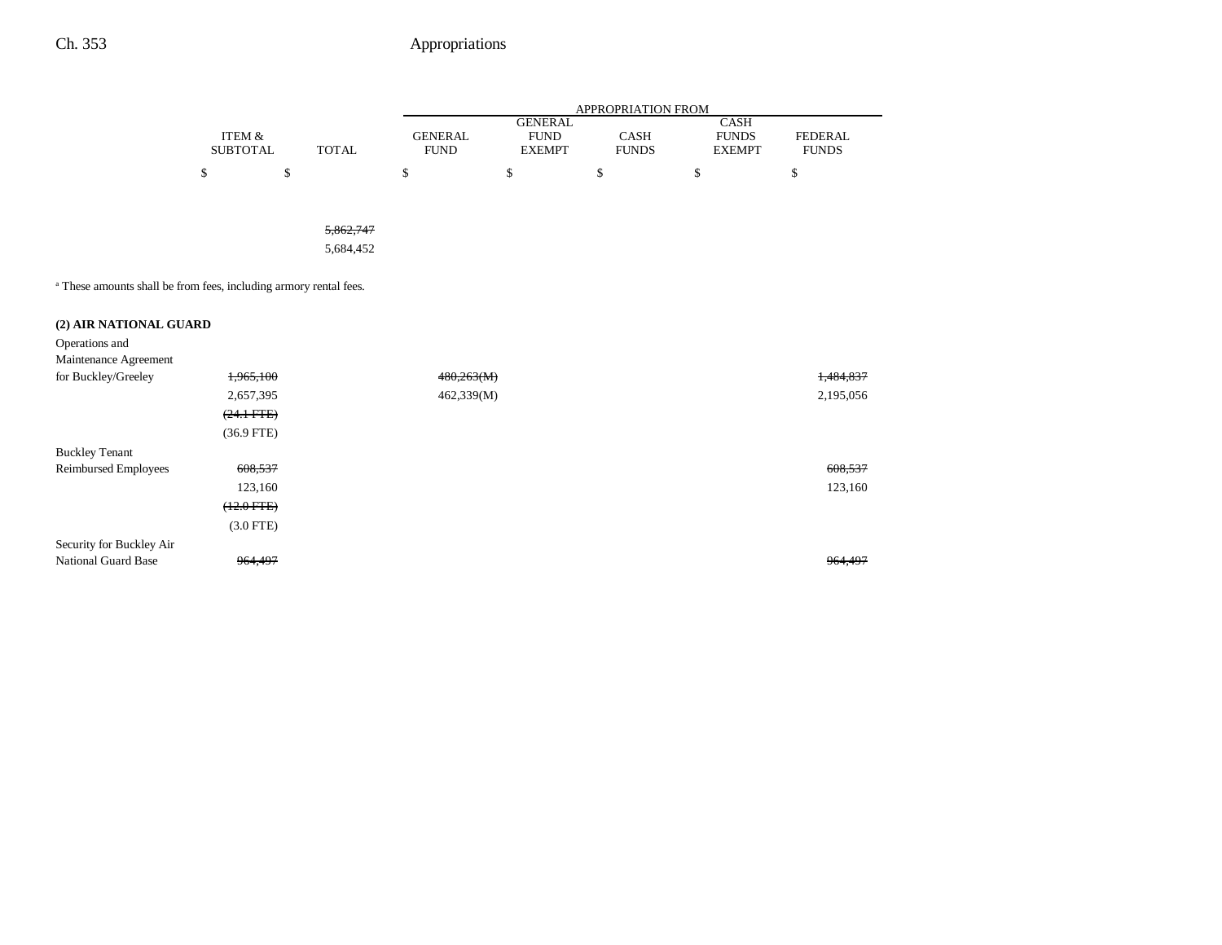| | ITEM & SUBTOTAL | TOTAL | APPROPRIATION FROM GENERAL FUND | GENERAL FUND EXEMPT | CASH FUNDS | CASH FUNDS EXEMPT | FEDERAL FUNDS |
|---|---|---|---|---|---|---|---|
| | $ | $ | $ | $ | $ | $ | $ |
| | | ~~5,862,747~~ | | | | | |
| | | 5,684,452 | | | | | |

[a] These amounts shall be from fees, including armory rental fees.

**(2) AIR NATIONAL GUARD**

| | ITEM & SUBTOTAL | TOTAL | GENERAL FUND | GENERAL FUND EXEMPT | CASH FUNDS | CASH FUNDS EXEMPT | FEDERAL FUNDS |
|---|---|---|---|---|---|---|---|
| Operations and Maintenance Agreement for Buckley/Greeley | ~~1,965,100~~ | | ~~480,263(M)~~ | | | | ~~1,484,837~~ |
| | 2,657,395 | | 462,339(M) | | | | 2,195,056 |
| | ~~(24.1 FTE)~~ | | | | | | |
| | (36.9 FTE) | | | | | | |
| Buckley Tenant Reimbursed Employees | ~~608,537~~ | | | | | | ~~608,537~~ |
| | 123,160 | | | | | | 123,160 |
| | ~~(12.0 FTE)~~ | | | | | | |
| | (3.0 FTE) | | | | | | |
| Security for Buckley Air National Guard Base | ~~964,497~~ | | | | | | ~~964,497~~ |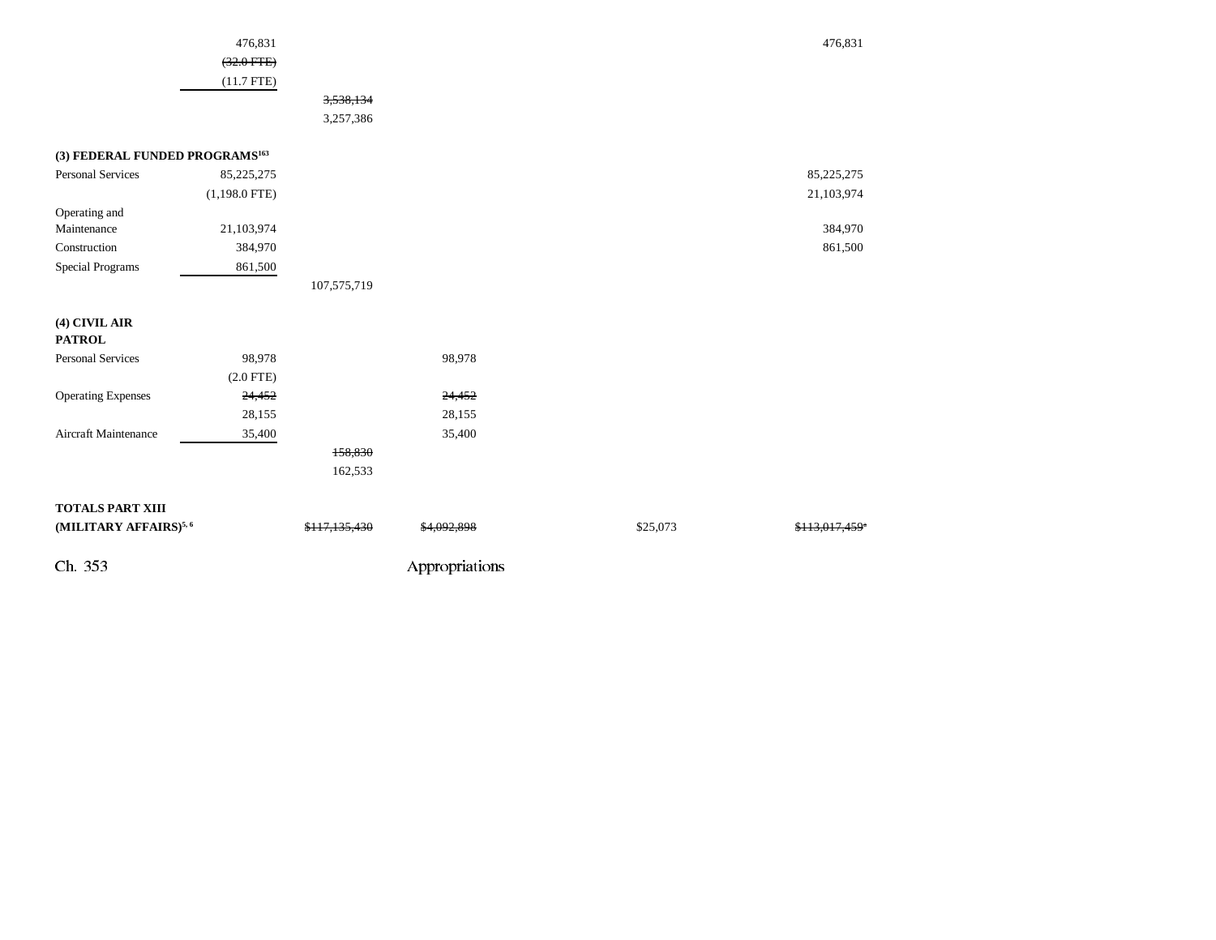| | | | | | | |
|---|---|---|---|---|---|---|
| | 476,831 | | | | | 476,831 |
| | ~~(32.0 FTE)~~ | | | | | |
| | (11.7 FTE) | | | | | |
| | | ~~3,538,134~~ | | | | |
| | | 3,257,386 | | | | |
| **(3) FEDERAL FUNDED PROGRAMS**[163] | | | | | | |
| Personal Services | 85,225,275 | | | | | 85,225,275 |
| | (1,198.0 FTE) | | | | | 21,103,974 |
| Operating and Maintenance | 21,103,974 | | | | | 384,970 |
| Construction | 384,970 | | | | | 861,500 |
| Special Programs | 861,500 | | | | | |
| | | 107,575,719 | | | | |
| **(4) CIVIL AIR PATROL** | | | | | | |
| Personal Services | 98,978 | | 98,978 | | | |
| | (2.0 FTE) | | | | | |
| Operating Expenses | ~~24,452~~ | | ~~24,452~~ | | | |
| | 28,155 | | 28,155 | | | |
| Aircraft Maintenance | 35,400 | | 35,400 | | | |
| | | ~~158,830~~ | | | | |
| | | 162,533 | | | | |
| **TOTALS PART XIII (MILITARY AFFAIRS)**[5, 6] | | ~~$117,135,430~~ | ~~$4,092,898~~ | | $25,073 | ~~$113,017,459~~[a] |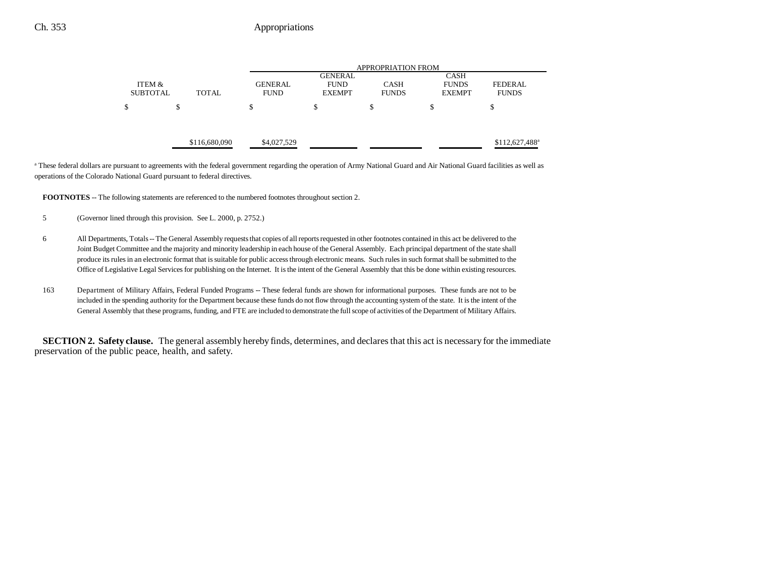| ITEM & SUBTOTAL | TOTAL | GENERAL FUND | GENERAL FUND EXEMPT | CASH FUNDS | CASH FUNDS EXEMPT | FEDERAL FUNDS |
|---|---|---|---|---|---|---|
| | | APPROPRIATION FROM | | | | |
| $ | $ | $ | $ | $ | $ | $ |
| | $116,680,090 | $4,027,529 | | | | $112,627,488[a] |

[a] These federal dollars are pursuant to agreements with the federal government regarding the operation of Army National Guard and Air National Guard facilities as well as operations of the Colorado National Guard pursuant to federal directives.

**FOOTNOTES** -- The following statements are referenced to the numbered footnotes throughout section 2.

5 (Governor lined through this provision. See L. 2000, p. 2752.)

6 All Departments, Totals -- The General Assembly requests that copies of all reports requested in other footnotes contained in this act be delivered to the Joint Budget Committee and the majority and minority leadership in each house of the General Assembly. Each principal department of the state shall produce its rules in an electronic format that is suitable for public access through electronic means. Such rules in such format shall be submitted to the Office of Legislative Legal Services for publishing on the Internet. It is the intent of the General Assembly that this be done within existing resources.

163 Department of Military Affairs, Federal Funded Programs -- These federal funds are shown for informational purposes. These funds are not to be included in the spending authority for the Department because these funds do not flow through the accounting system of the state. It is the intent of the General Assembly that these programs, funding, and FTE are included to demonstrate the full scope of activities of the Department of Military Affairs.

**SECTION 2. Safety clause.** The general assembly hereby finds, determines, and declares that this act is necessary for the immediate preservation of the public peace, health, and safety.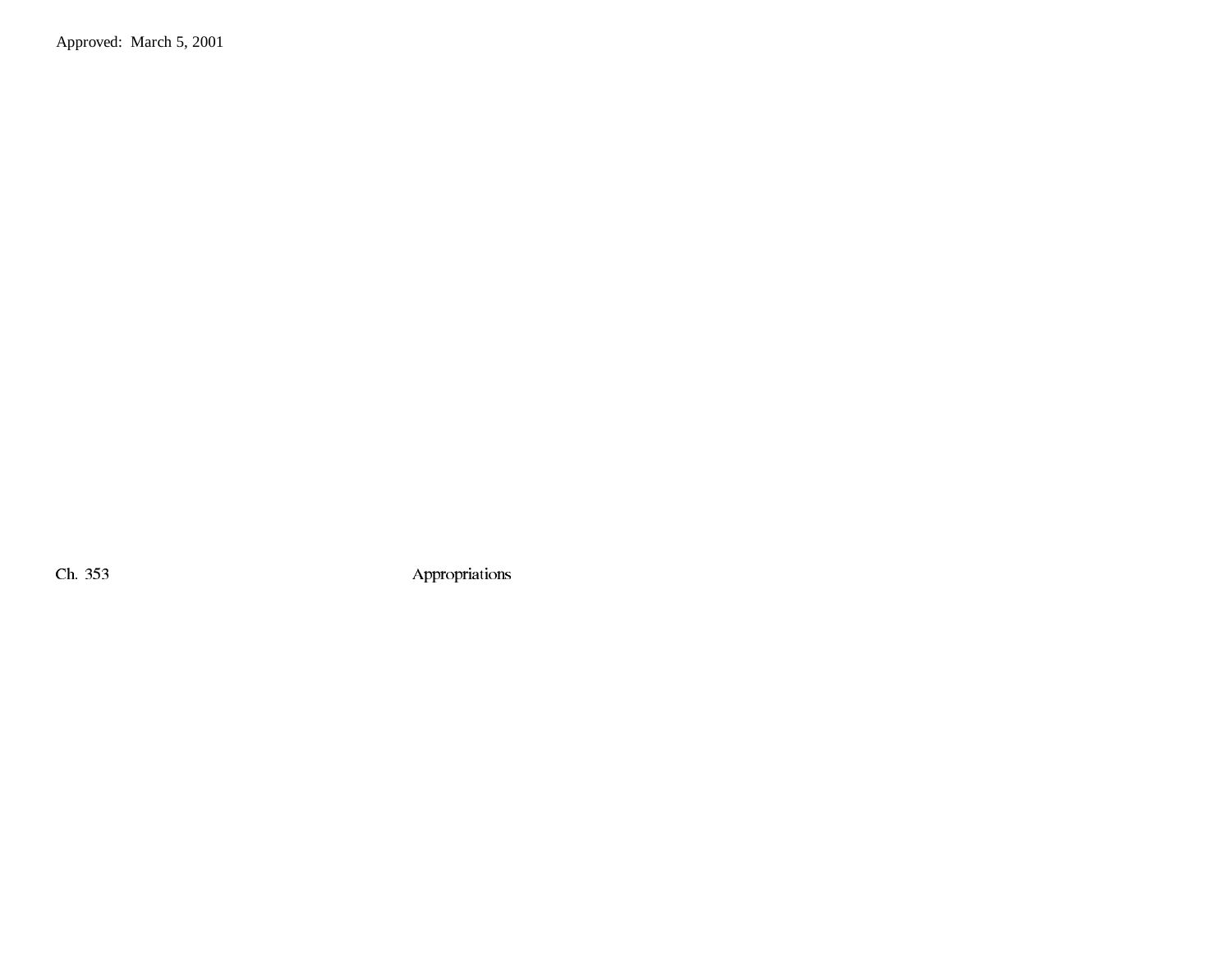Approved: March 5, 2001